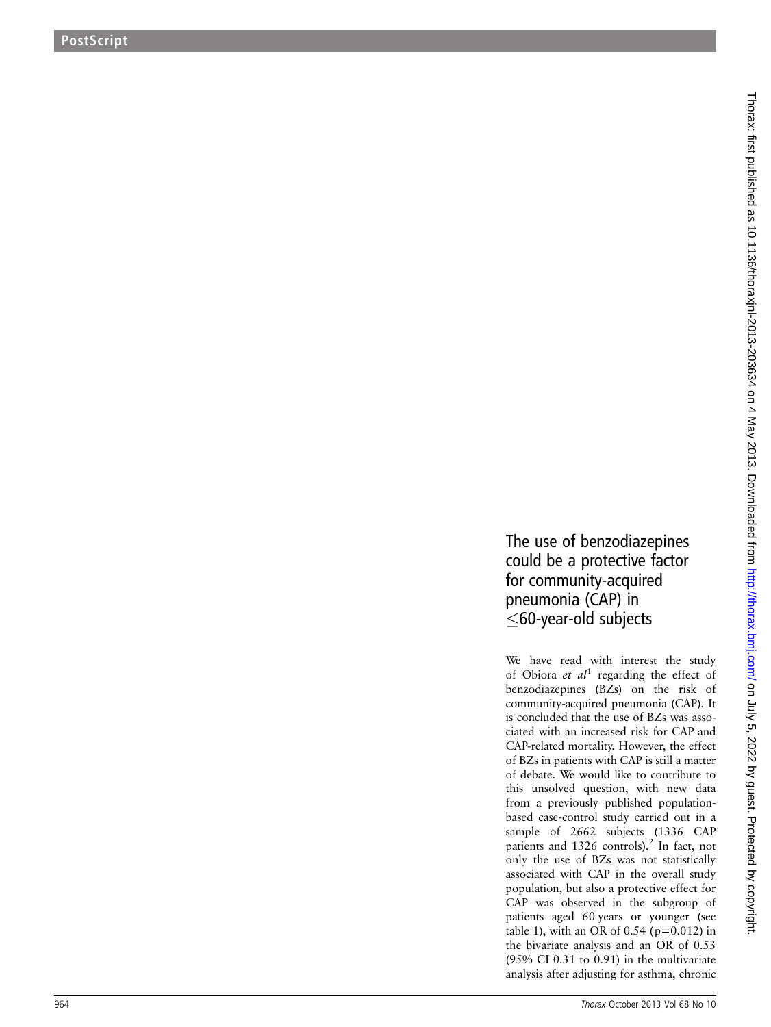# The use of benzodiazepines could be a protective factor for community-acquired pneumonia (CAP) in ≤60-year-old subjects

We have read with interest the study of Obiora *et al*[1] regarding the effect of benzodiazepines (BZs) on the risk of community-acquired pneumonia (CAP). It is concluded that the use of BZs was associated with an increased risk for CAP and CAP-related mortality. However, the effect of BZs in patients with CAP is still a matter of debate. We would like to contribute to this unsolved question, with new data from a previously published population-based case-control study carried out in a sample of 2662 subjects (1336 CAP patients and 1326 controls).[2] In fact, not only the use of BZs was not statistically associated with CAP in the overall study population, but also a protective effect for CAP was observed in the subgroup of patients aged 60 years or younger (see table 1), with an OR of 0.54 ($p=0.012$) in the bivariate analysis and an OR of 0.53 (95% CI 0.31 to 0.91) in the multivariate analysis after adjusting for asthma, chronic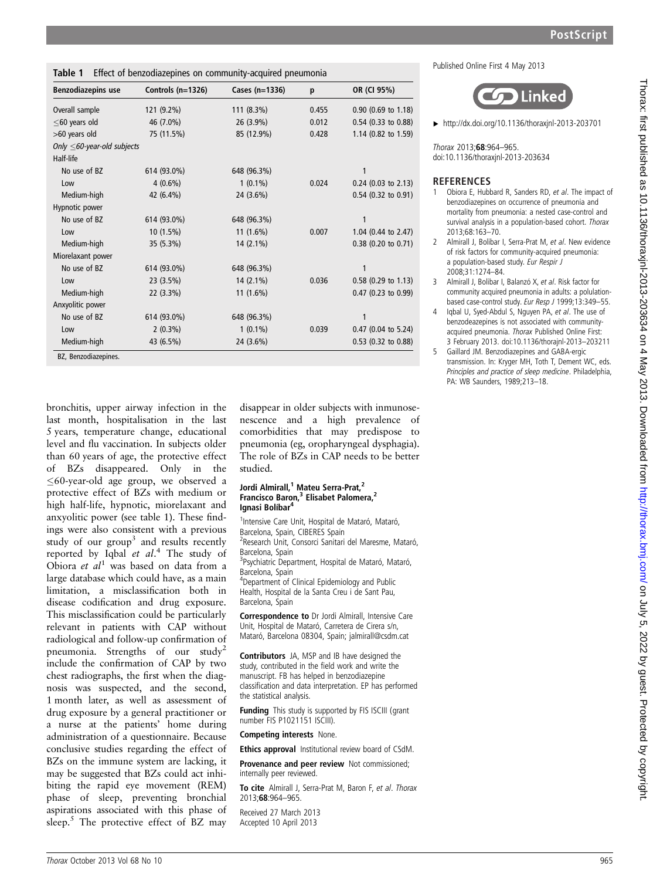**Table 1** Effect of benzodiazepines on community-acquired pneumonia

| Benzodiazepins use | Controls (n=1326) | Cases (n=1336) | p | OR (CI 95%) |
|---|---|---|---|---|
| Overall sample | 121 (9.2%) | 111 (8.3%) | 0.455 | 0.90 (0.69 to 1.18) |
| ≤60 years old | 46 (7.0%) | 26 (3.9%) | 0.012 | 0.54 (0.33 to 0.88) |
| >60 years old | 75 (11.5%) | 85 (12.9%) | 0.428 | 1.14 (0.82 to 1.59) |
| *Only ≤60-year-old subjects* | | | | |
| Half-life | | | | |
| No use of BZ | 614 (93.0%) | 648 (96.3%) | | 1 |
| Low | 4 (0.6%) | 1 (0.1%) | 0.024 | 0.24 (0.03 to 2.13) |
| Medium-high | 42 (6.4%) | 24 (3.6%) | | 0.54 (0.32 to 0.91) |
| Hypnotic power | | | | |
| No use of BZ | 614 (93.0%) | 648 (96.3%) | | 1 |
| Low | 10 (1.5%) | 11 (1.6%) | 0.007 | 1.04 (0.44 to 2.47) |
| Medium-high | 35 (5.3%) | 14 (2.1%) | | 0.38 (0.20 to 0.71) |
| Miorelaxant power | | | | |
| No use of BZ | 614 (93.0%) | 648 (96.3%) | | 1 |
| Low | 23 (3.5%) | 14 (2.1%) | 0.036 | 0.58 (0.29 to 1.13) |
| Medium-high | 22 (3.3%) | 11 (1.6%) | | 0.47 (0.23 to 0.99) |
| Anxyolitic power | | | | |
| No use of BZ | 614 (93.0%) | 648 (96.3%) | | 1 |
| Low | 2 (0.3%) | 1 (0.1%) | 0.039 | 0.47 (0.04 to 5.24) |
| Medium-high | 43 (6.5%) | 24 (3.6%) | | 0.53 (0.32 to 0.88) |

BZ, Benzodiazepines.

bronchitis, upper airway infection in the last month, hospitalisation in the last 5 years, temperature change, educational level and flu vaccination. In subjects older than 60 years of age, the protective effect of BZs disappeared. Only in the ≤60-year-old age group, we observed a protective effect of BZs with medium or high half-life, hypnotic, miorelaxant and anxyolitic power (see table 1). These findings were also consistent with a previous study of our group[3] and results recently reported by Iqbal *et al*.[4] The study of Obiora *et al*[1] was based on data from a large database which could have, as a main limitation, a misclassification both in disease codification and drug exposure. This misclassification could be particularly relevant in patients with CAP without radiological and follow-up confirmation of pneumonia. Strengths of our study[2] include the confirmation of CAP by two chest radiographs, the first when the diagnosis was suspected, and the second, 1 month later, as well as assessment of drug exposure by a general practitioner or a nurse at the patients' home during administration of a questionnaire. Because conclusive studies regarding the effect of BZs on the immune system are lacking, it may be suggested that BZs could act inhibiting the rapid eye movement (REM) phase of sleep, preventing bronchial aspirations associated with this phase of sleep.[5] The protective effect of BZ may disappear in older subjects with inmunosenescence and a high prevalence of comorbidities that may predispose to pneumonia (eg, oropharyngeal dysphagia). The role of BZs in CAP needs to be better studied.

**Jordi Almirall,[1] Mateu Serra-Prat,[2] Francisco Baron,[3] Elisabet Palomera,[2] Ignasi Bolíbar[4]**

[1]Intensive Care Unit, Hospital de Mataró, Mataró, Barcelona, Spain, CIBERES Spain
[2]Research Unit, Consorci Sanitari del Maresme, Mataró, Barcelona, Spain
[3]Psychiatric Department, Hospital de Mataró, Mataró, Barcelona, Spain
[4]Department of Clinical Epidemiology and Public Health, Hospital de la Santa Creu i de Sant Pau, Barcelona, Spain

**Correspondence to** Dr Jordi Almirall, Intensive Care Unit, Hospital de Mataró, Carretera de Cirera s/n, Mataró, Barcelona 08304, Spain; jalmirall@csdm.cat

**Contributors** JA, MSP and IB have designed the study, contributed in the field work and write the manuscript. FB has helped in benzodiazepine classification and data interpretation. EP has performed the statistical analysis.

**Funding** This study is supported by FIS ISCIII (grant number FIS P1021151 ISCIII).

**Competing interests** None.

**Ethics approval** Institutional review board of CSdM.

**Provenance and peer review** Not commissioned; internally peer reviewed.

**To cite** Almirall J, Serra-Prat M, Baron F, *et al*. *Thorax* 2013;**68**:964–965.

Received 27 March 2013
Accepted 10 April 2013

Published Online First 4 May 2013

Linked

► http://dx.doi.org/10.1136/thoraxjnl-2013-203701

*Thorax* 2013;**68**:964–965.
doi:10.1136/thoraxjnl-2013-203634

## REFERENCES

1. Obiora E, Hubbard R, Sanders RD, *et al*. The impact of benzodiazepines on occurrence of pneumonia and mortality from pneumonia: a nested case-control and survival analysis in a population-based cohort. *Thorax* 2013;68:163–70.
2. Almirall J, Bolibar I, Serra-Prat M, *et al*. New evidence of risk factors for community-acquired pneumonia: a population-based study. *Eur Respir J* 2008;31:1274–84.
3. Almirall J, Bolibar I, Balanzó X, *et al*. Risk factor for community acquired pneumonia in adults: a polulation-based case-control study. *Eur Resp J* 1999;13:349–55.
4. Iqbal U, Syed-Abdul S, Nguyen PA, *et al*. The use of benzodeazepines is not associated with community-acquired pneumonia. *Thorax* Published Online First: 3 February 2013. doi:10.1136/thorajnl-2013–203211
5. Gaillard JM. Benzodiazepines and GABA-ergic transmission. In: Kryger MH, Toth T, Dement WC, eds. *Principles and practice of sleep medicine*. Philadelphia, PA: WB Saunders, 1989;213–18.